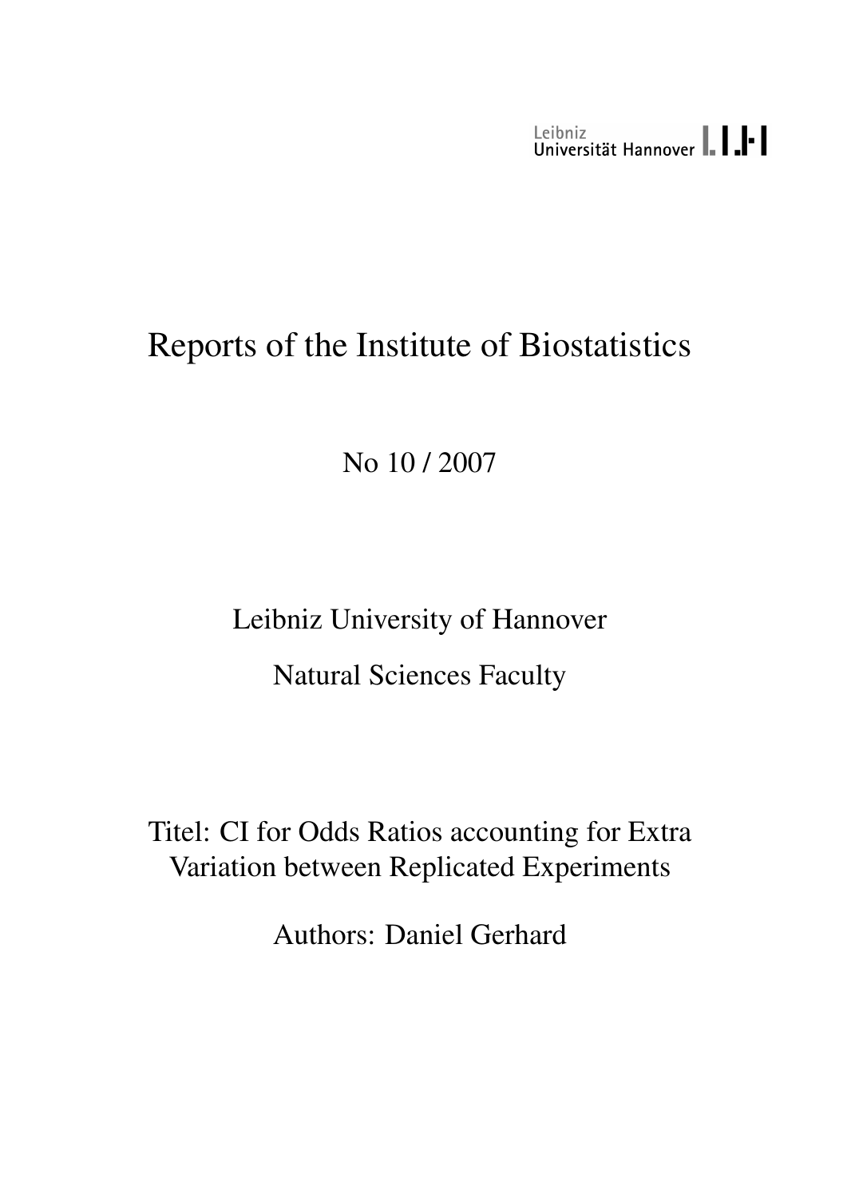Leibniz Universität Hannover

# Reports of the Institute of Biostatistics

No 10 / 2007

Leibniz University of Hannover

Natural Sciences Faculty

Titel: CI for Odds Ratios accounting for Extra Variation between Replicated Experiments

Authors: Daniel Gerhard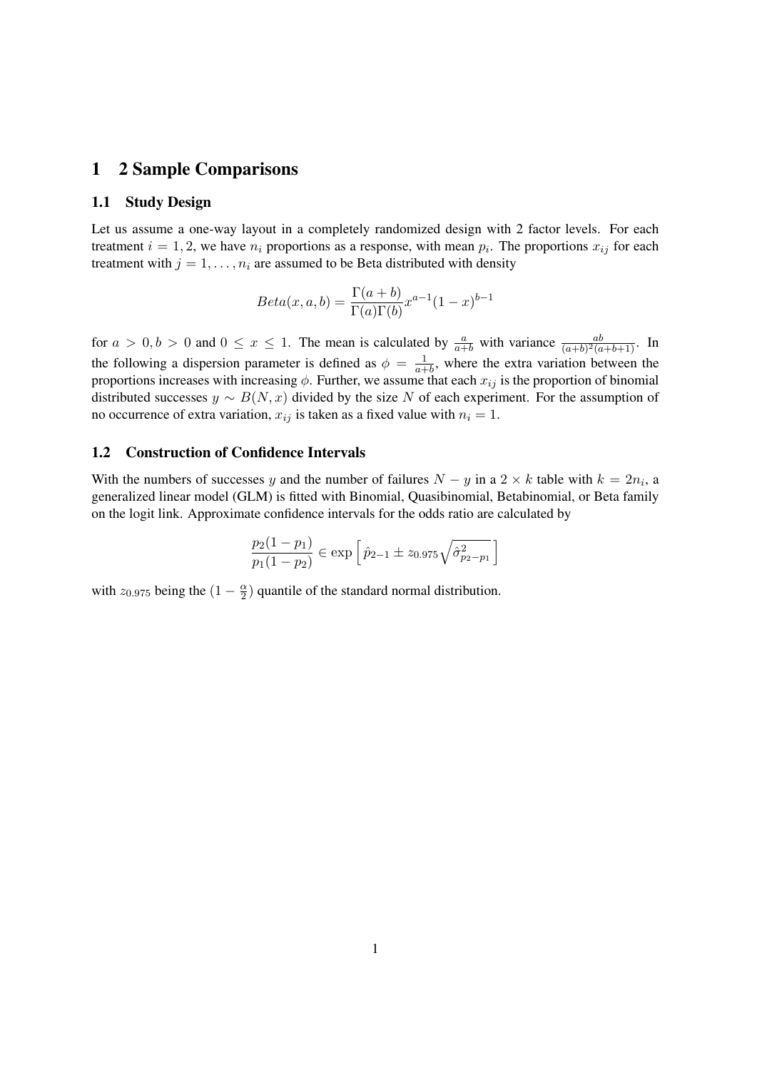# 1 2 Sample Comparisons

## 1.1 Study Design

Let us assume a one-way layout in a completely randomized design with 2 factor levels. For each treatment $i = 1, 2$, we have $n_i$ proportions as a response, with mean $p_i$. The proportions $x_{ij}$ for each treatment with $j = 1, \ldots, n_i$ are assumed to be Beta distributed with density

$$Beta(x, a, b) = \frac{\Gamma(a+b)}{\Gamma(a)\Gamma(b)} x^{a-1}(1-x)^{b-1}$$

for $a > 0, b > 0$ and $0 \leq x \leq 1$. The mean is calculated by $\frac{a}{a+b}$ with variance $\frac{ab}{(a+b)^2(a+b+1)}$. In the following a dispersion parameter is defined as $\phi = \frac{1}{a+b}$, where the extra variation between the proportions increases with increasing $\phi$. Further, we assume that each $x_{ij}$ is the proportion of binomial distributed successes $y \sim B(N, x)$ divided by the size $N$ of each experiment. For the assumption of no occurrence of extra variation, $x_{ij}$ is taken as a fixed value with $n_i = 1$.

## 1.2 Construction of Confidence Intervals

With the numbers of successes $y$ and the number of failures $N - y$ in a $2 \times k$ table with $k = 2n_i$, a generalized linear model (GLM) is fitted with Binomial, Quasibinomial, Betabinomial, or Beta family on the logit link. Approximate confidence intervals for the odds ratio are calculated by

$$\frac{p_2(1-p_1)}{p_1(1-p_2)} \in \exp\left[\hat{p}_{2-1} \pm z_{0.975}\sqrt{\hat{\sigma}^2_{p_2-p_1}}\right]$$

with $z_{0.975}$ being the $(1 - \frac{\alpha}{2})$ quantile of the standard normal distribution.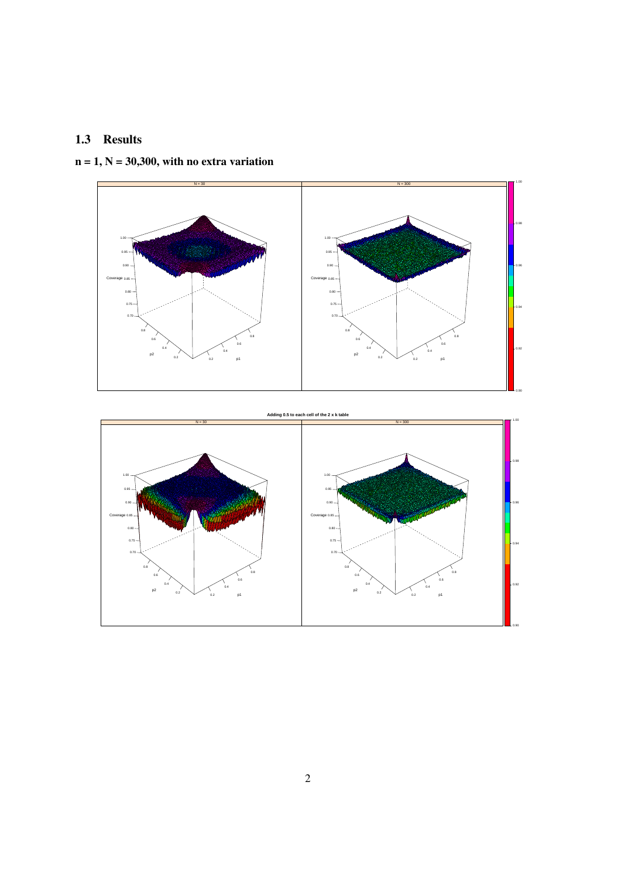## 1.3 Results

**n = 1, N = 30,300, with no extra variation**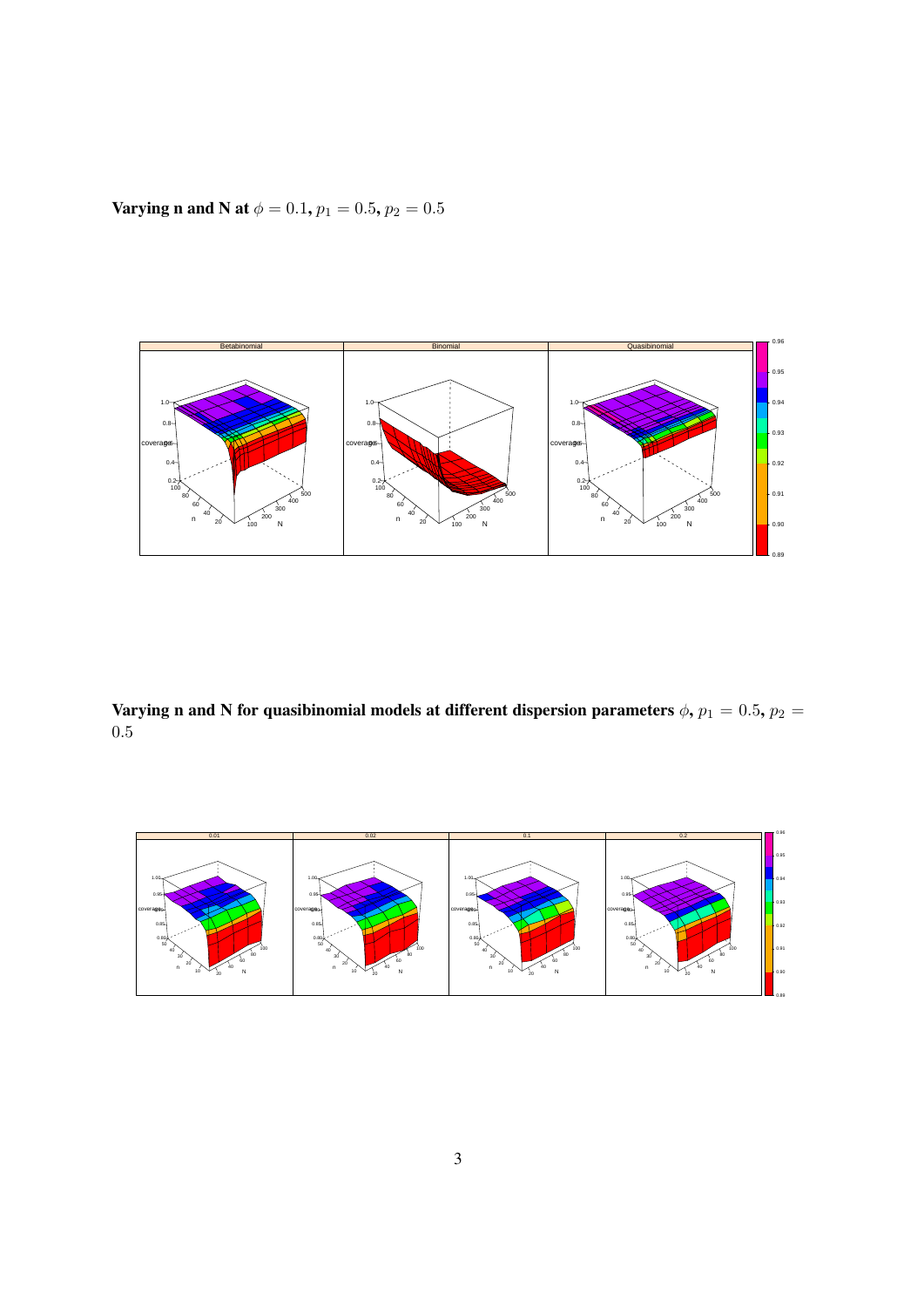**Varying n and N at $\phi = 0.1$, $p_1 = 0.5$, $p_2 = 0.5$**

**Varying n and N for quasibinomial models at different dispersion parameters $\phi$, $p_1 = 0.5$, $p_2 = 0.5$**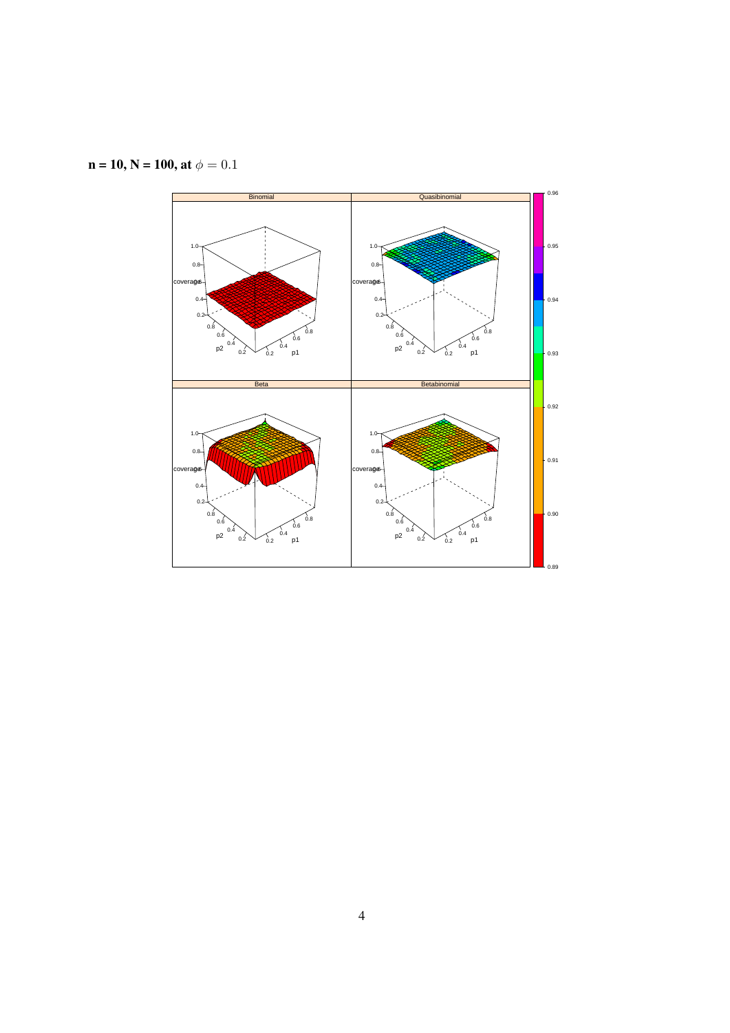**n = 10, N = 100, at $\phi = 0.1$**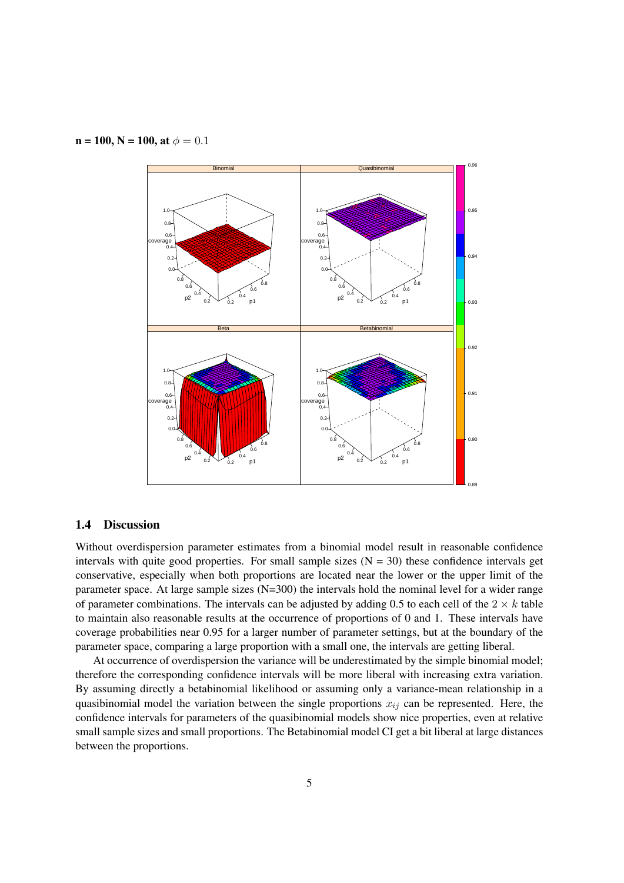**n = 100, N = 100, at** $\phi = 0.1$

## 1.4 Discussion

Without overdispersion parameter estimates from a binomial model result in reasonable confidence intervals with quite good properties. For small sample sizes (N = 30) these confidence intervals get conservative, especially when both proportions are located near the lower or the upper limit of the parameter space. At large sample sizes (N=300) the intervals hold the nominal level for a wider range of parameter combinations. The intervals can be adjusted by adding 0.5 to each cell of the $2 \times k$ table to maintain also reasonable results at the occurrence of proportions of 0 and 1. These intervals have coverage probabilities near 0.95 for a larger number of parameter settings, but at the boundary of the parameter space, comparing a large proportion with a small one, the intervals are getting liberal.

At occurrence of overdispersion the variance will be underestimated by the simple binomial model; therefore the corresponding confidence intervals will be more liberal with increasing extra variation. By assuming directly a betabinomial likelihood or assuming only a variance-mean relationship in a quasibinomial model the variation between the single proportions $x_{ij}$ can be represented. Here, the confidence intervals for parameters of the quasibinomial models show nice properties, even at relative small sample sizes and small proportions. The Betabinomial model CI get a bit liberal at large distances between the proportions.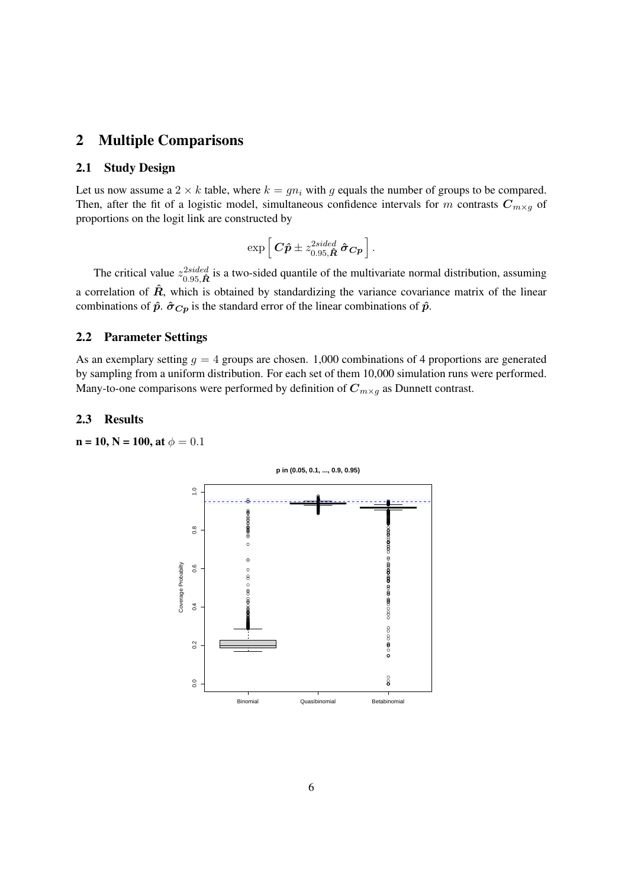## 2 Multiple Comparisons

### 2.1 Study Design

Let us now assume a $2 \times k$ table, where $k = gn_i$ with $g$ equals the number of groups to be compared. Then, after the fit of a logistic model, simultaneous confidence intervals for $m$ contrasts $\boldsymbol{C}_{m \times g}$ of proportions on the logit link are constructed by

$$\exp\Big[\, \boldsymbol{C}\hat{\boldsymbol{p}} \pm z^{2sided}_{0.95,\hat{\boldsymbol{R}}}\, \hat{\boldsymbol{\sigma}}_{\boldsymbol{Cp}} \Big].$$

The critical value $z^{2sided}_{0.95,\hat{\boldsymbol{R}}}$ is a two-sided quantile of the multivariate normal distribution, assuming a correlation of $\hat{\boldsymbol{R}}$, which is obtained by standardizing the variance covariance matrix of the linear combinations of $\hat{\boldsymbol{p}}$. $\hat{\boldsymbol{\sigma}}_{\boldsymbol{Cp}}$ is the standard error of the linear combinations of $\hat{\boldsymbol{p}}$.

### 2.2 Parameter Settings

As an exemplary setting $g = 4$ groups are chosen. 1,000 combinations of 4 proportions are generated by sampling from a uniform distribution. For each set of them 10,000 simulation runs were performed. Many-to-one comparisons were performed by definition of $\boldsymbol{C}_{m \times g}$ as Dunnett contrast.

### 2.3 Results

**n = 10, N = 100, at** $\phi = 0.1$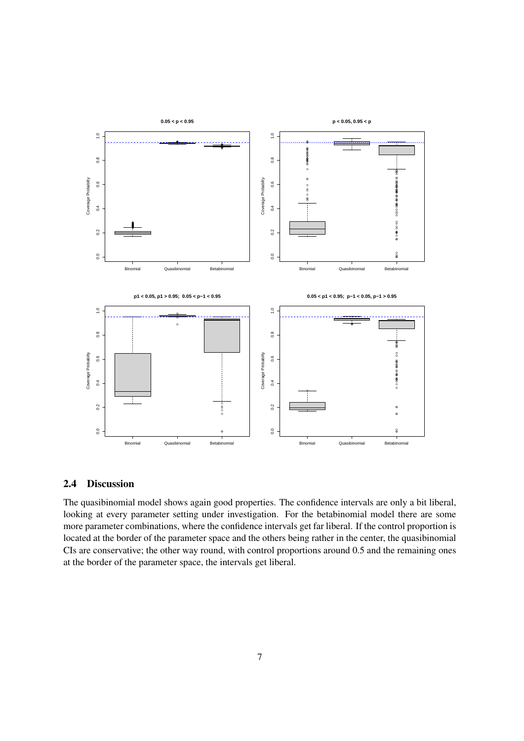0.05 < p < 0.95

Coverage Probability

1.0
0.8
0.6
0.4
0.2
0.0

Binomial Quasibinomial Betabinomial

p < 0.05, 0.95 < p

Coverage Probability

1.0
0.8
0.6
0.4
0.2
0.0

Binomial Quasibinomial Betabinomial

p1 < 0.05, p1 > 0.95; 0.05 < p−1 < 0.95

Coverage Probability

1.0
0.8
0.6
0.4
0.2
0.0

Binomial Quasibinomial Betabinomial

0.05 < p1 < 0.95; p−1 < 0.05, p−1 > 0.95

Coverage Probability

1.0
0.8
0.6
0.4
0.2
0.0

Binomial Quasibinomial Betabinomial

## 2.4 Discussion

The quasibinomial model shows again good properties. The confidence intervals are only a bit liberal, looking at every parameter setting under investigation. For the betabinomial model there are some more parameter combinations, where the confidence intervals get far liberal. If the control proportion is located at the border of the parameter space and the others being rather in the center, the quasibinomial CIs are conservative; the other way round, with control proportions around 0.5 and the remaining ones at the border of the parameter space, the intervals get liberal.